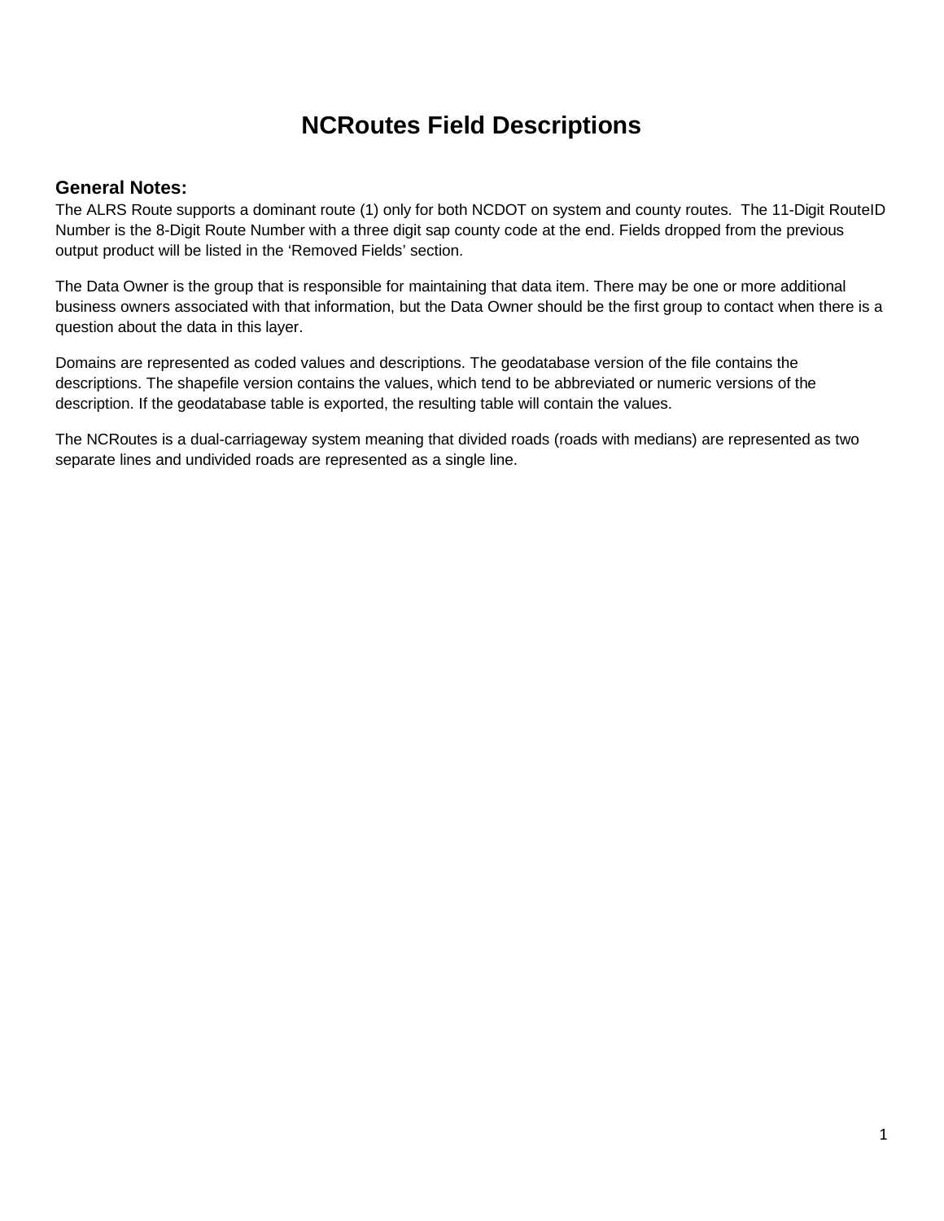# NCRoutes Field Descriptions

## General Notes:

The ALRS Route supports a dominant route (1) only for both NCDOT on system and county routes.  The 11-Digit RouteID Number is the 8-Digit Route Number with a three digit sap county code at the end. Fields dropped from the previous output product will be listed in the 'Removed Fields' section.

The Data Owner is the group that is responsible for maintaining that data item. There may be one or more additional business owners associated with that information, but the Data Owner should be the first group to contact when there is a question about the data in this layer.

Domains are represented as coded values and descriptions. The geodatabase version of the file contains the descriptions. The shapefile version contains the values, which tend to be abbreviated or numeric versions of the description. If the geodatabase table is exported, the resulting table will contain the values.

The NCRoutes is a dual-carriageway system meaning that divided roads (roads with medians) are represented as two separate lines and undivided roads are represented as a single line.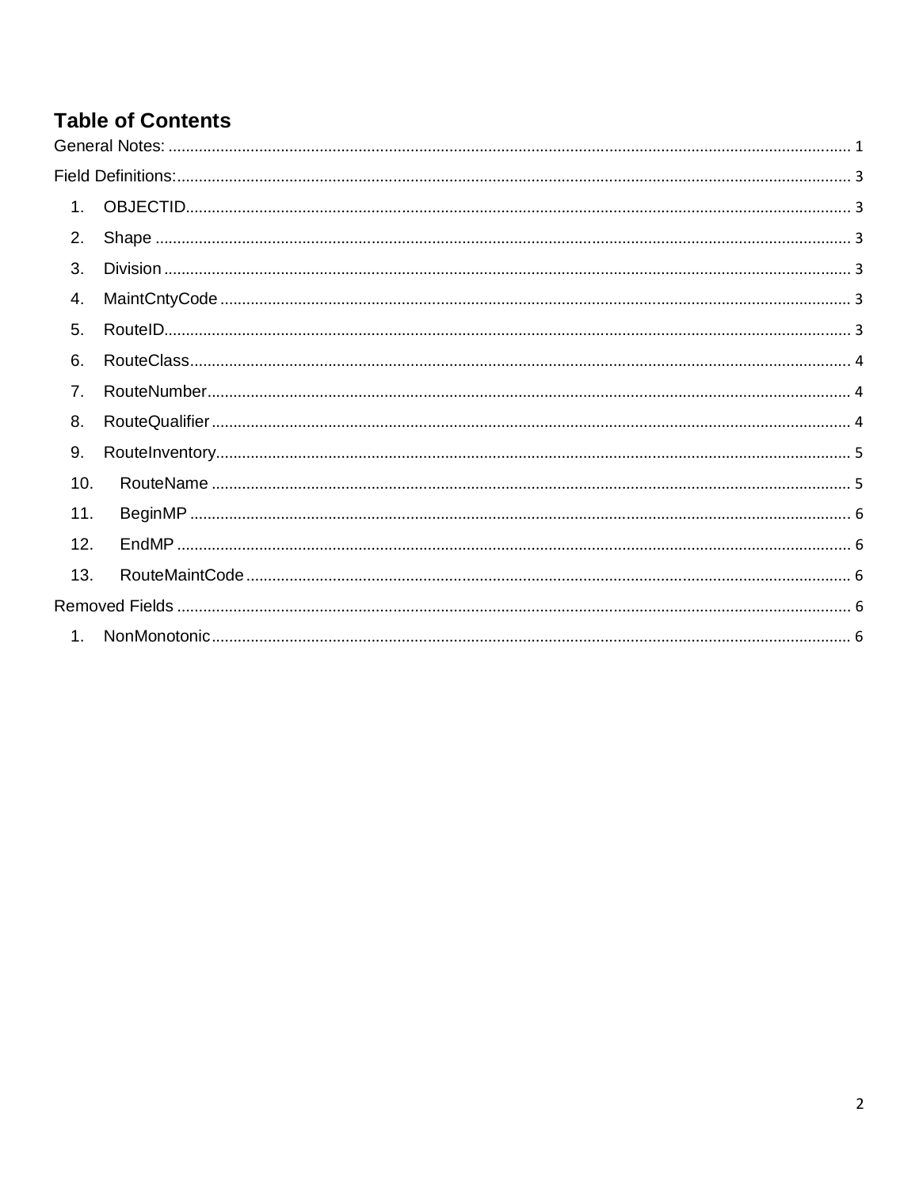# Table of Contents

General Notes: 1

Field Definitions: 3

1. OBJECTID 3
2. Shape 3
3. Division 3
4. MaintCntyCode 3
5. RouteID 3
6. RouteClass 4
7. RouteNumber 4
8. RouteQualifier 4
9. RouteInventory 5
10. RouteName 5
11. BeginMP 6
12. EndMP 6
13. RouteMaintCode 6

Removed Fields 6

1. NonMonotonic 6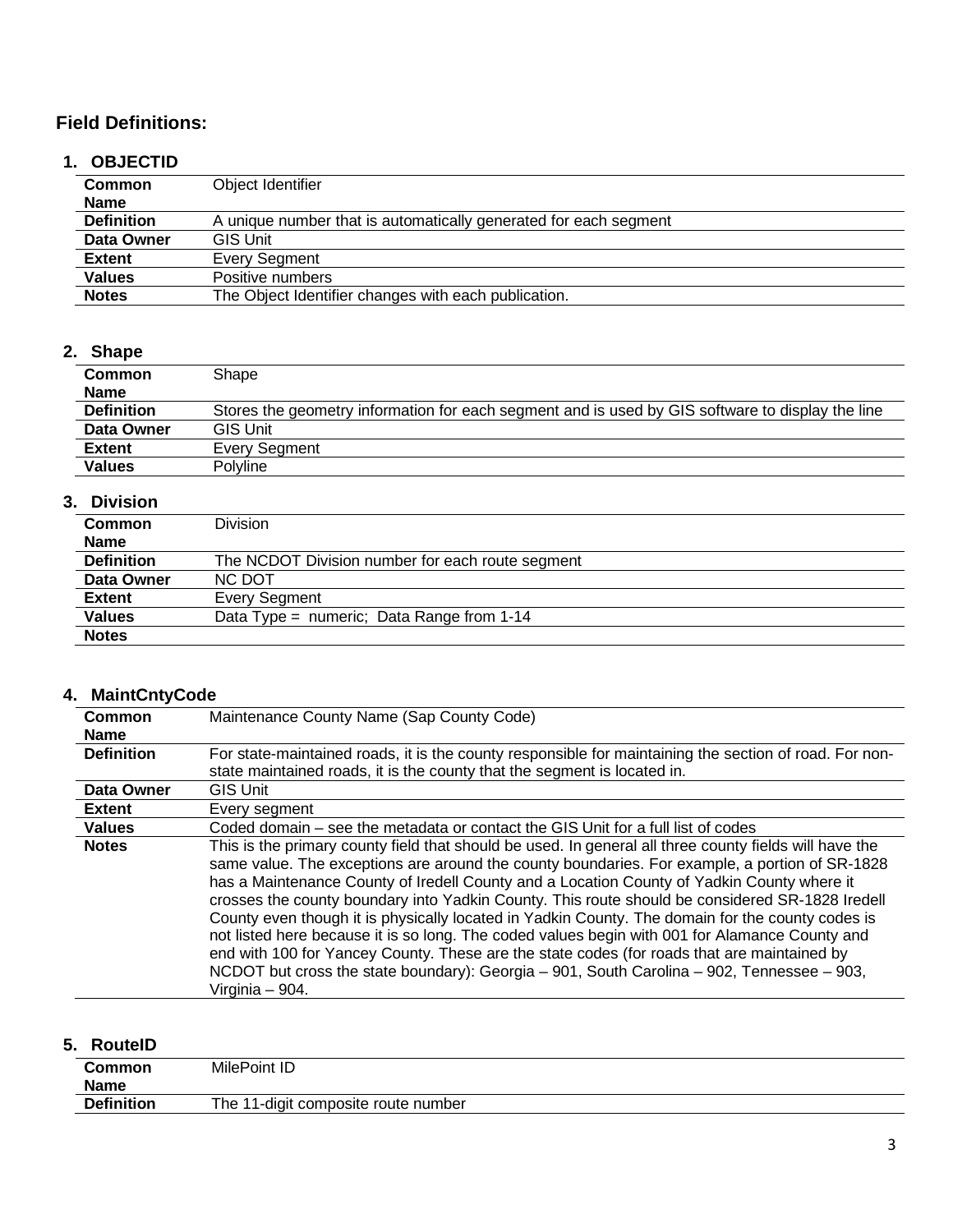## Field Definitions:

### 1. OBJECTID

| | |
|---|---|
| **Common Name** | Object Identifier |
| **Definition** | A unique number that is automatically generated for each segment |
| **Data Owner** | GIS Unit |
| **Extent** | Every Segment |
| **Values** | Positive numbers |
| **Notes** | The Object Identifier changes with each publication. |

### 2. Shape

| | |
|---|---|
| **Common Name** | Shape |
| **Definition** | Stores the geometry information for each segment and is used by GIS software to display the line |
| **Data Owner** | GIS Unit |
| **Extent** | Every Segment |
| **Values** | Polyline |

### 3. Division

| | |
|---|---|
| **Common Name** | Division |
| **Definition** | The NCDOT Division number for each route segment |
| **Data Owner** | NC DOT |
| **Extent** | Every Segment |
| **Values** | Data Type = numeric; Data Range from 1-14 |
| **Notes** | |

### 4. MaintCntyCode

| | |
|---|---|
| **Common Name** | Maintenance County Name (Sap County Code) |
| **Definition** | For state-maintained roads, it is the county responsible for maintaining the section of road. For non-state maintained roads, it is the county that the segment is located in. |
| **Data Owner** | GIS Unit |
| **Extent** | Every segment |
| **Values** | Coded domain – see the metadata or contact the GIS Unit for a full list of codes |
| **Notes** | This is the primary county field that should be used. In general all three county fields will have the same value. The exceptions are around the county boundaries. For example, a portion of SR-1828 has a Maintenance County of Iredell County and a Location County of Yadkin County where it crosses the county boundary into Yadkin County. This route should be considered SR-1828 Iredell County even though it is physically located in Yadkin County. The domain for the county codes is not listed here because it is so long. The coded values begin with 001 for Alamance County and end with 100 for Yancey County. These are the state codes (for roads that are maintained by NCDOT but cross the state boundary): Georgia – 901, South Carolina – 902, Tennessee – 903, Virginia – 904. |

### 5. RouteID

| | |
|---|---|
| **Common Name** | MilePoint ID |
| **Definition** | The 11-digit composite route number |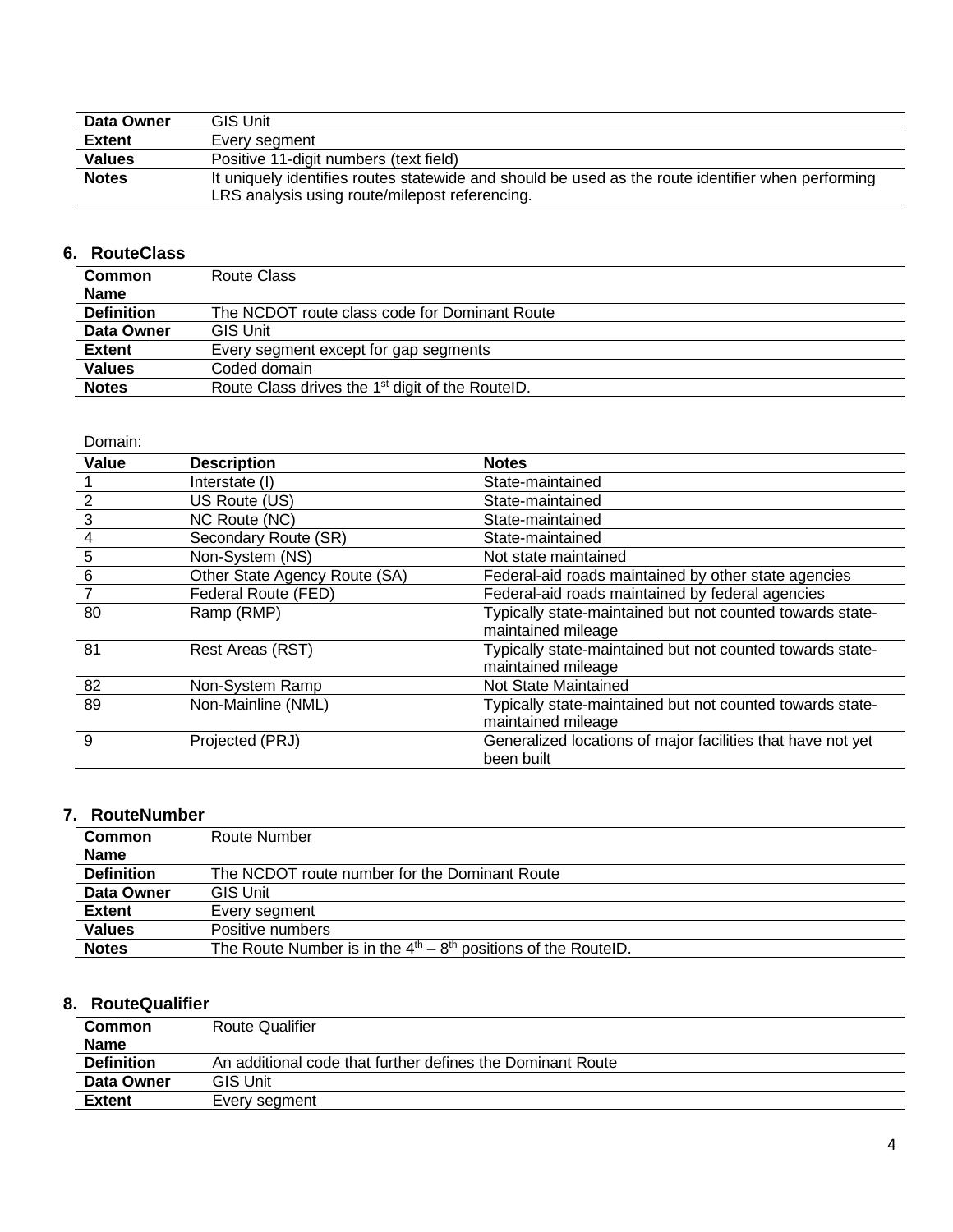| | |
|---|---|
| **Data Owner** | GIS Unit |
| **Extent** | Every segment |
| **Values** | Positive 11-digit numbers (text field) |
| **Notes** | It uniquely identifies routes statewide and should be used as the route identifier when performing LRS analysis using route/milepost referencing. |

### 6. RouteClass

| | |
|---|---|
| **Common Name** | Route Class |
| **Definition** | The NCDOT route class code for Dominant Route |
| **Data Owner** | GIS Unit |
| **Extent** | Every segment except for gap segments |
| **Values** | Coded domain |
| **Notes** | Route Class drives the 1st digit of the RouteID. |

Domain:

| Value | Description | Notes |
|---|---|---|
| 1 | Interstate (I) | State-maintained |
| 2 | US Route (US) | State-maintained |
| 3 | NC Route (NC) | State-maintained |
| 4 | Secondary Route (SR) | State-maintained |
| 5 | Non-System (NS) | Not state maintained |
| 6 | Other State Agency Route (SA) | Federal-aid roads maintained by other state agencies |
| 7 | Federal Route (FED) | Federal-aid roads maintained by federal agencies |
| 80 | Ramp (RMP) | Typically state-maintained but not counted towards state-maintained mileage |
| 81 | Rest Areas (RST) | Typically state-maintained but not counted towards state-maintained mileage |
| 82 | Non-System Ramp | Not State Maintained |
| 89 | Non-Mainline (NML) | Typically state-maintained but not counted towards state-maintained mileage |
| 9 | Projected (PRJ) | Generalized locations of major facilities that have not yet been built |

### 7. RouteNumber

| | |
|---|---|
| **Common Name** | Route Number |
| **Definition** | The NCDOT route number for the Dominant Route |
| **Data Owner** | GIS Unit |
| **Extent** | Every segment |
| **Values** | Positive numbers |
| **Notes** | The Route Number is in the 4th – 8th positions of the RouteID. |

### 8. RouteQualifier

| | |
|---|---|
| **Common Name** | Route Qualifier |
| **Definition** | An additional code that further defines the Dominant Route |
| **Data Owner** | GIS Unit |
| **Extent** | Every segment |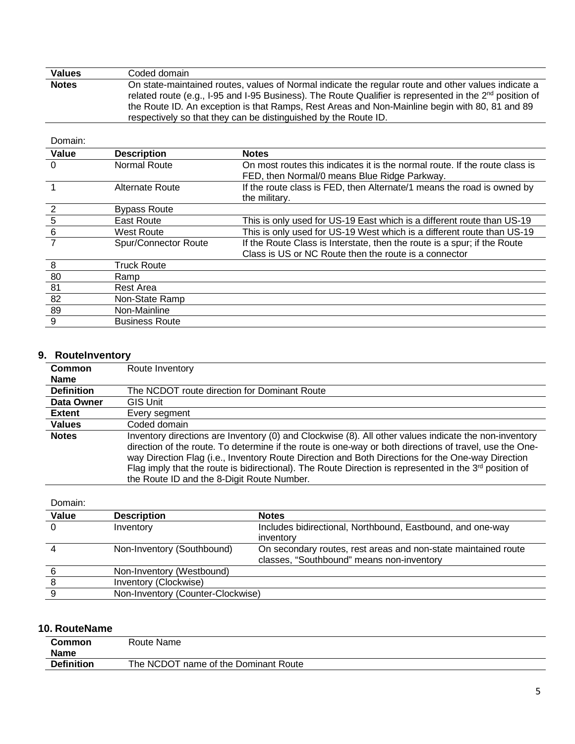| | |
|---|---|
| **Values** | Coded domain |
| **Notes** | On state-maintained routes, values of Normal indicate the regular route and other values indicate a related route (e.g., I-95 and I-95 Business). The Route Qualifier is represented in the 2nd position of the Route ID. An exception is that Ramps, Rest Areas and Non-Mainline begin with 80, 81 and 89 respectively so that they can be distinguished by the Route ID. |

Domain:

| Value | Description | Notes |
|---|---|---|
| 0 | Normal Route | On most routes this indicates it is the normal route. If the route class is FED, then Normal/0 means Blue Ridge Parkway. |
| 1 | Alternate Route | If the route class is FED, then Alternate/1 means the road is owned by the military. |
| 2 | Bypass Route | |
| 5 | East Route | This is only used for US-19 East which is a different route than US-19 |
| 6 | West Route | This is only used for US-19 West which is a different route than US-19 |
| 7 | Spur/Connector Route | If the Route Class is Interstate, then the route is a spur; if the Route Class is US or NC Route then the route is a connector |
| 8 | Truck Route | |
| 80 | Ramp | |
| 81 | Rest Area | |
| 82 | Non-State Ramp | |
| 89 | Non-Mainline | |
| 9 | Business Route | |

## 9. RouteInventory

| | |
|---|---|
| **Common Name** | Route Inventory |
| **Definition** | The NCDOT route direction for Dominant Route |
| **Data Owner** | GIS Unit |
| **Extent** | Every segment |
| **Values** | Coded domain |
| **Notes** | Inventory directions are Inventory (0) and Clockwise (8). All other values indicate the non-inventory direction of the route. To determine if the route is one-way or both directions of travel, use the One-way Direction Flag (i.e., Inventory Route Direction and Both Directions for the One-way Direction Flag imply that the route is bidirectional). The Route Direction is represented in the 3rd position of the Route ID and the 8-Digit Route Number. |

Domain:

| Value | Description | Notes |
|---|---|---|
| 0 | Inventory | Includes bidirectional, Northbound, Eastbound, and one-way inventory |
| 4 | Non-Inventory (Southbound) | On secondary routes, rest areas and non-state maintained route classes, "Southbound" means non-inventory |
| 6 | Non-Inventory (Westbound) | |
| 8 | Inventory (Clockwise) | |
| 9 | Non-Inventory (Counter-Clockwise) | |

## 10. RouteName

| | |
|---|---|
| **Common Name** | Route Name |
| **Definition** | The NCDOT name of the Dominant Route |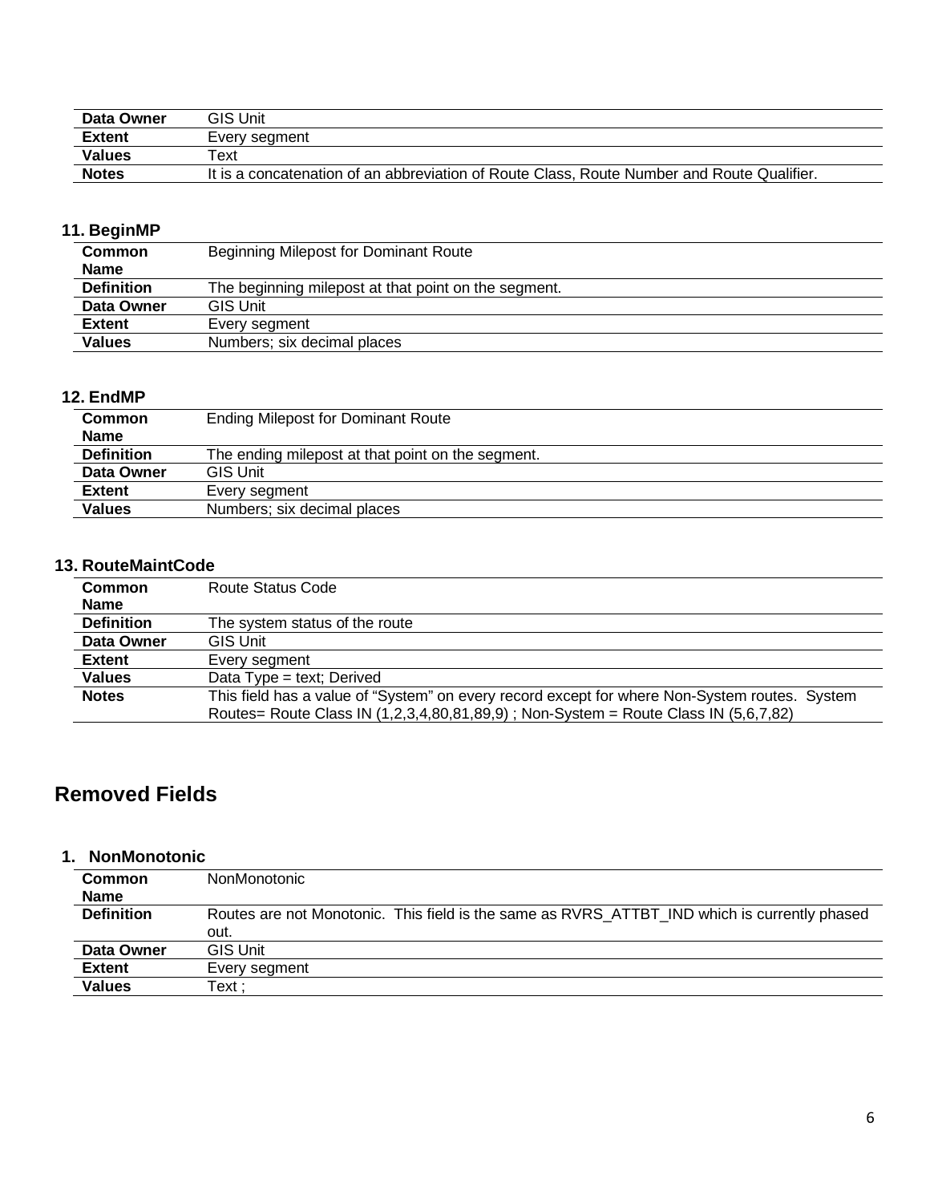| | |
|---|---|
| **Data Owner** | GIS Unit |
| **Extent** | Every segment |
| **Values** | Text |
| **Notes** | It is a concatenation of an abbreviation of Route Class, Route Number and Route Qualifier. |

### 11. BeginMP

| | |
|---|---|
| **Common Name** | Beginning Milepost for Dominant Route |
| **Definition** | The beginning milepost at that point on the segment. |
| **Data Owner** | GIS Unit |
| **Extent** | Every segment |
| **Values** | Numbers; six decimal places |

### 12. EndMP

| | |
|---|---|
| **Common Name** | Ending Milepost for Dominant Route |
| **Definition** | The ending milepost at that point on the segment. |
| **Data Owner** | GIS Unit |
| **Extent** | Every segment |
| **Values** | Numbers; six decimal places |

### 13. RouteMaintCode

| | |
|---|---|
| **Common Name** | Route Status Code |
| **Definition** | The system status of the route |
| **Data Owner** | GIS Unit |
| **Extent** | Every segment |
| **Values** | Data Type = text; Derived |
| **Notes** | This field has a value of "System" on every record except for where Non-System routes. System Routes= Route Class IN (1,2,3,4,80,81,89,9) ; Non-System = Route Class IN (5,6,7,82) |

## Removed Fields

### 1. NonMonotonic

| | |
|---|---|
| **Common Name** | NonMonotonic |
| **Definition** | Routes are not Monotonic. This field is the same as RVRS_ATTBT_IND which is currently phased out. |
| **Data Owner** | GIS Unit |
| **Extent** | Every segment |
| **Values** | Text ; |